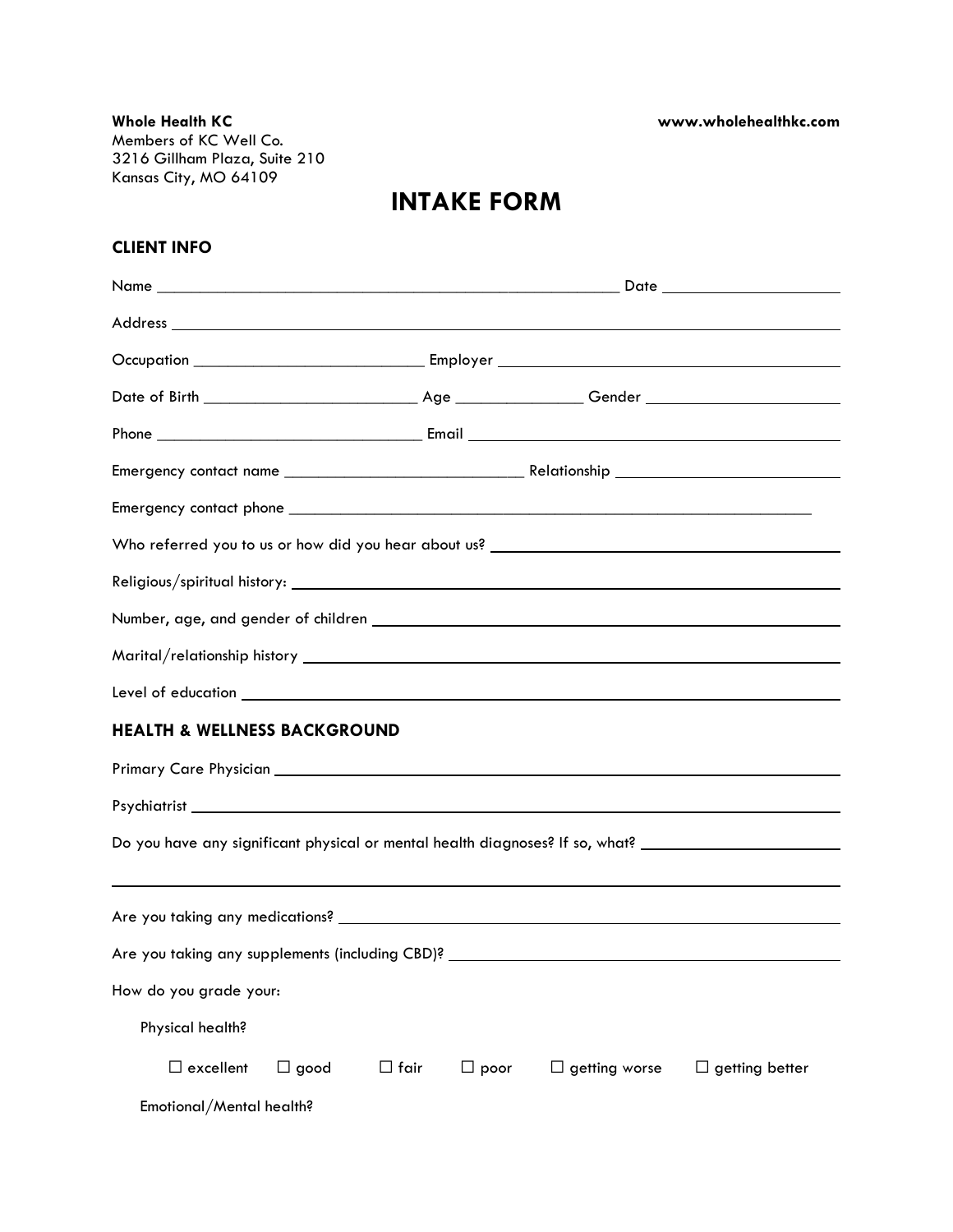**Whole Health KC**
Members of KC Well Co.
3216 Gillham Plaza, Suite 210
Kansas City, MO 64109

**www.wholehealthkc.com**

# INTAKE FORM

## CLIENT INFO

Name ________________________________________________ Date ____________________

Address ______________________________________________________________________

Occupation __________________________ Employer ______________________________

Date of Birth ________________________ Age ______________ Gender ____________________

Phone _______________________________ Email _________________________________

Emergency contact name ___________________________ Relationship _________________________

Emergency contact phone ____________________________________________________________

Who referred you to us or how did you hear about us? _______________________________________

Religious/spiritual history: ____________________________________________________________

Number, age, and gender of children _____________________________________________________

Marital/relationship history ___________________________________________________________

Level of education ___________________________________________________________________

## HEALTH & WELLNESS BACKGROUND

Primary Care Physician ________________________________________________________________

Psychiatrist __________________________________________________________________________

Do you have any significant physical or mental health diagnoses? If so, what? _______________________

______________________________________________________________________________________

Are you taking any medications? ________________________________________________________

Are you taking any supplements (including CBD)? __________________________________________

How do you grade your:

Physical health?

☐ excellent ☐ good ☐ fair ☐ poor ☐ getting worse ☐ getting better

Emotional/Mental health?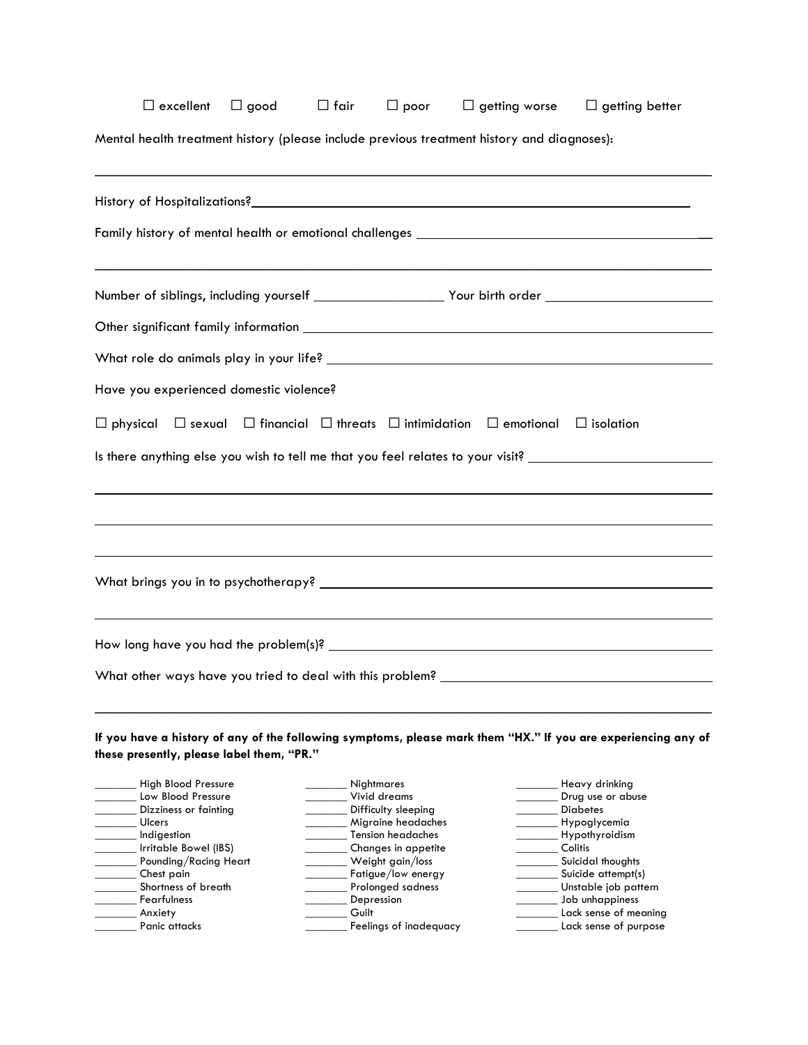☐ excellent ☐ good ☐ fair ☐ poor ☐ getting worse ☐ getting better

Mental health treatment history (please include previous treatment history and diagnoses):

______________________________________________________________________________

History of Hospitalizations?__________________________________________________________

Family history of mental health or emotional challenges ______________________________________

______________________________________________________________________________

Number of siblings, including yourself ________________ Your birth order ____________________

Other significant family information ______________________________________________

What role do animals play in your life? ____________________________________________

Have you experienced domestic violence?

☐ physical ☐ sexual ☐ financial ☐ threats ☐ intimidation ☐ emotional ☐ isolation

Is there anything else you wish to tell me that you feel relates to your visit? ______________________

______________________________________________________________________________

______________________________________________________________________________

______________________________________________________________________________

What brings you in to psychotherapy? ____________________________________________

______________________________________________________________________________

How long have you had the problem(s)? ___________________________________________

What other ways have you tried to deal with this problem? ______________________________

______________________________________________________________________________

**If you have a history of any of the following symptoms, please mark them "HX." If you are experiencing any of these presently, please label them, "PR."**

_______ High Blood Pressure
_______ Low Blood Pressure
_______ Dizziness or fainting
_______ Ulcers
_______ Indigestion
_______ Irritable Bowel (IBS)
_______ Pounding/Racing Heart
_______ Chest pain
_______ Shortness of breath
_______ Fearfulness
_______ Anxiety
_______ Panic attacks

_______ Nightmares
_______ Vivid dreams
_______ Difficulty sleeping
_______ Migraine headaches
_______ Tension headaches
_______ Changes in appetite
_______ Weight gain/loss
_______ Fatigue/low energy
_______ Prolonged sadness
_______ Depression
_______ Guilt
_______ Feelings of inadequacy

_______ Heavy drinking
_______ Drug use or abuse
_______ Diabetes
_______ Hypoglycemia
_______ Hypothyroidism
_______ Colitis
_______ Suicidal thoughts
_______ Suicide attempt(s)
_______ Unstable job pattern
_______ Job unhappiness
_______ Lack sense of meaning
_______ Lack sense of purpose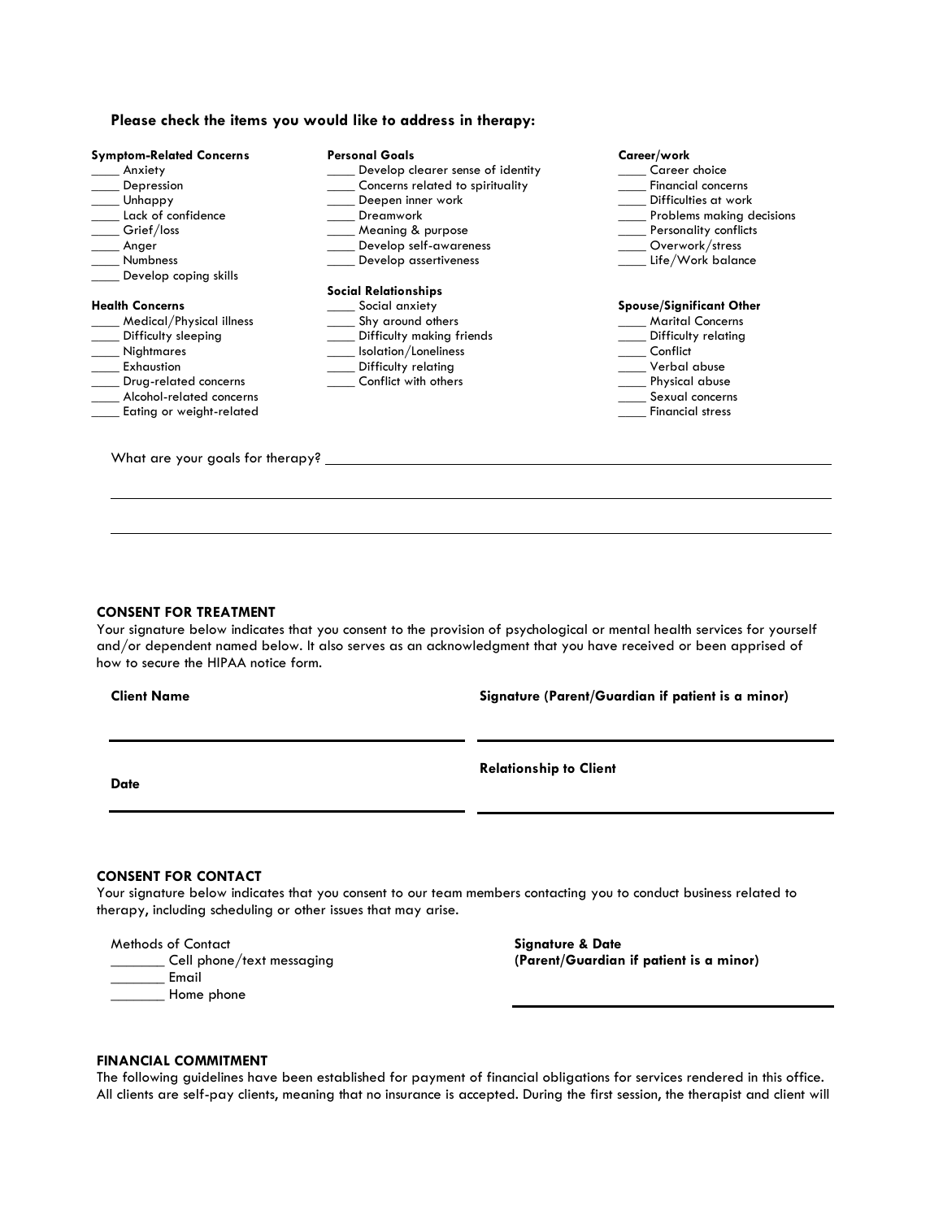**Please check the items you would like to address in therapy:**

**Symptom-Related Concerns**

____ Anxiety
____ Depression
____ Unhappy
____ Lack of confidence
____ Grief/loss
____ Anger
____ Numbness
____ Develop coping skills

**Health Concerns**

____ Medical/Physical illness
____ Difficulty sleeping
____ Nightmares
____ Exhaustion
____ Drug-related concerns
____ Alcohol-related concerns
____ Eating or weight-related

**Personal Goals**

____ Develop clearer sense of identity
____ Concerns related to spirituality
____ Deepen inner work
____ Dreamwork
____ Meaning & purpose
____ Develop self-awareness
____ Develop assertiveness

**Social Relationships**

____ Social anxiety
____ Shy around others
____ Difficulty making friends
____ Isolation/Loneliness
____ Difficulty relating
____ Conflict with others

**Career/work**

____ Career choice
____ Financial concerns
____ Difficulties at work
____ Problems making decisions
____ Personality conflicts
____ Overwork/stress
____ Life/Work balance

**Spouse/Significant Other**

____ Marital Concerns
____ Difficulty relating
____ Conflict
____ Verbal abuse
____ Physical abuse
____ Sexual concerns
____ Financial stress

What are your goals for therapy? ______________________________________________________________

______________________________________________________________________________________

______________________________________________________________________________________

**CONSENT FOR TREATMENT**

Your signature below indicates that you consent to the provision of psychological or mental health services for yourself and/or dependent named below. It also serves as an acknowledgment that you have received or been apprised of how to secure the HIPAA notice form.

**Client Name** ______________________________

**Signature (Parent/Guardian if patient is a minor)** ______________________________

**Date** ______________________________

**Relationship to Client** ______________________________

**CONSENT FOR CONTACT**

Your signature below indicates that you consent to our team members contacting you to conduct business related to therapy, including scheduling or other issues that may arise.

Methods of Contact

_______ Cell phone/text messaging
_______ Email
_______ Home phone

**Signature & Date**
**(Parent/Guardian if patient is a minor)** ______________________________

**FINANCIAL COMMITMENT**

The following guidelines have been established for payment of financial obligations for services rendered in this office. All clients are self-pay clients, meaning that no insurance is accepted. During the first session, the therapist and client will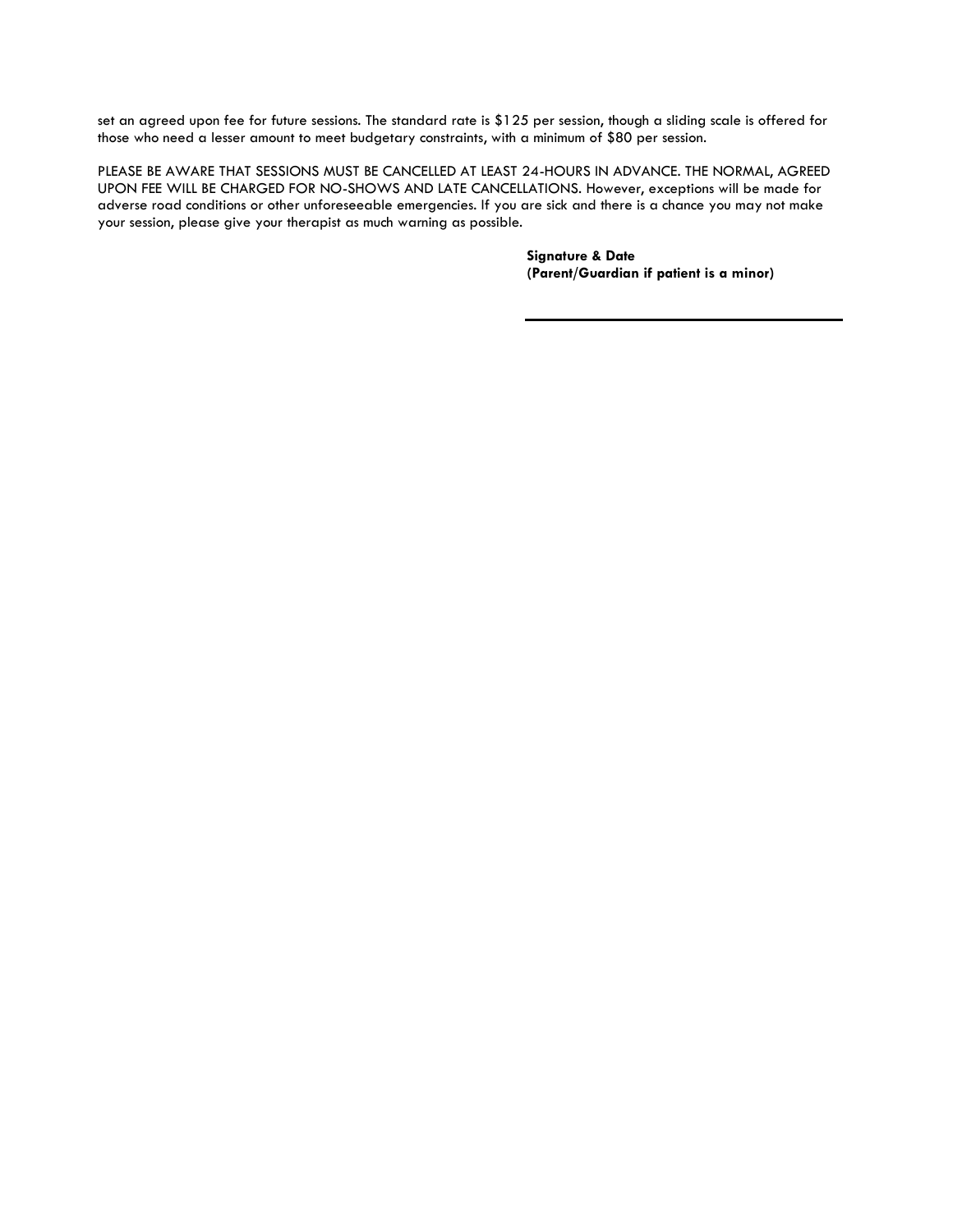set an agreed upon fee for future sessions. The standard rate is $125 per session, though a sliding scale is offered for those who need a lesser amount to meet budgetary constraints, with a minimum of $80 per session.

PLEASE BE AWARE THAT SESSIONS MUST BE CANCELLED AT LEAST 24-HOURS IN ADVANCE. THE NORMAL, AGREED UPON FEE WILL BE CHARGED FOR NO-SHOWS AND LATE CANCELLATIONS. However, exceptions will be made for adverse road conditions or other unforeseeable emergencies. If you are sick and there is a chance you may not make your session, please give your therapist as much warning as possible.

**Signature & Date**
**(Parent/Guardian if patient is a minor)**

\_\_\_\_\_\_\_\_\_\_\_\_\_\_\_\_\_\_\_\_\_\_\_\_\_\_\_\_\_\_\_\_\_\_\_\_